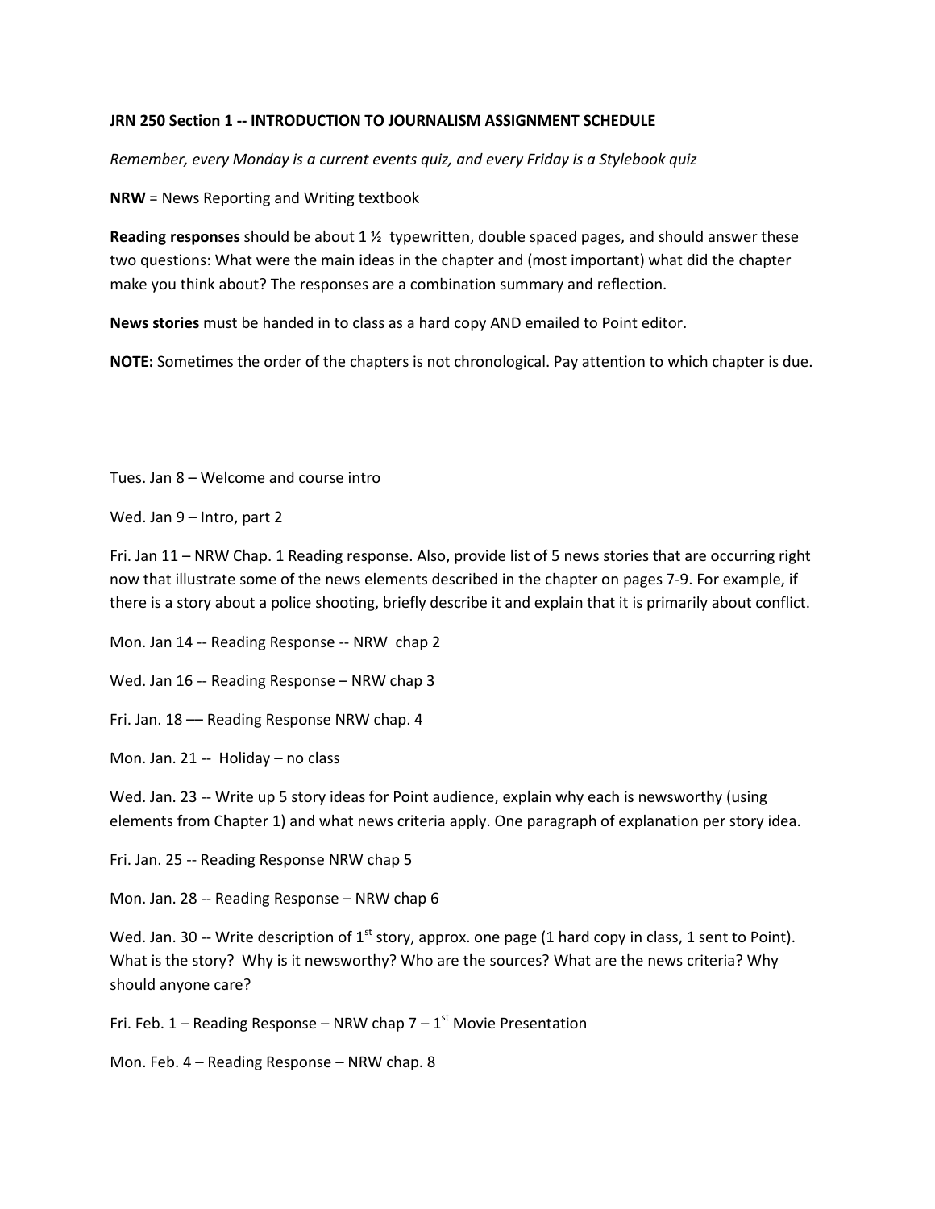**JRN 250 Section 1 -- INTRODUCTION TO JOURNALISM ASSIGNMENT SCHEDULE**

*Remember, every Monday is a current events quiz, and every Friday is a Stylebook quiz*

**NRW** = News Reporting and Writing textbook

**Reading responses** should be about 1 ½ typewritten, double spaced pages, and should answer these two questions: What were the main ideas in the chapter and (most important) what did the chapter make you think about? The responses are a combination summary and reflection.

**News stories** must be handed in to class as a hard copy AND emailed to Point editor.

**NOTE:** Sometimes the order of the chapters is not chronological. Pay attention to which chapter is due.

Tues. Jan 8 – Welcome and course intro

Wed. Jan 9 – Intro, part 2

Fri. Jan 11 – NRW Chap. 1 Reading response. Also, provide list of 5 news stories that are occurring right now that illustrate some of the news elements described in the chapter on pages 7-9. For example, if there is a story about a police shooting, briefly describe it and explain that it is primarily about conflict.

Mon. Jan 14 -- Reading Response -- NRW chap 2

Wed. Jan 16 -- Reading Response – NRW chap 3

Fri. Jan. 18 –– Reading Response NRW chap. 4

Mon. Jan. 21 -- Holiday – no class

Wed. Jan. 23 -- Write up 5 story ideas for Point audience, explain why each is newsworthy (using elements from Chapter 1) and what news criteria apply. One paragraph of explanation per story idea.

Fri. Jan. 25 -- Reading Response NRW chap 5

Mon. Jan. 28 -- Reading Response – NRW chap 6

Wed. Jan. 30 -- Write description of 1st story, approx. one page (1 hard copy in class, 1 sent to Point). What is the story? Why is it newsworthy? Who are the sources? What are the news criteria? Why should anyone care?

Fri. Feb. 1 – Reading Response – NRW chap 7 – 1st Movie Presentation

Mon. Feb. 4 – Reading Response – NRW chap. 8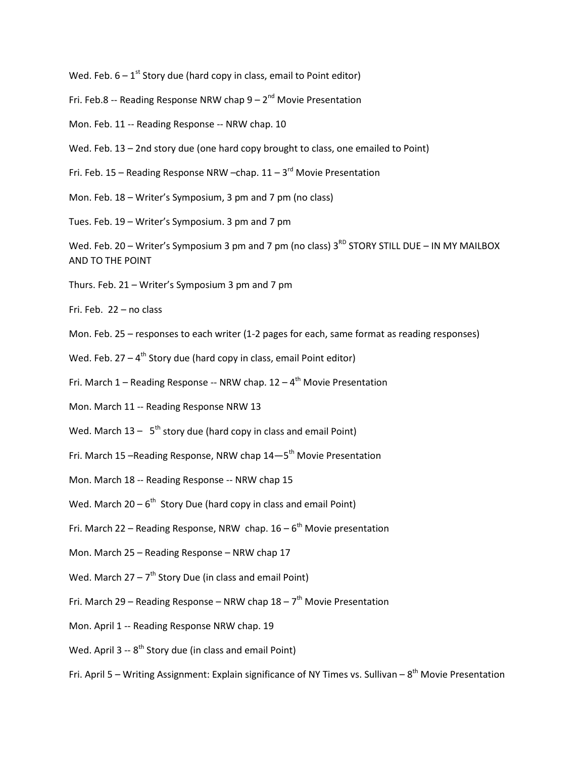Wed. Feb. 6 – 1st Story due (hard copy in class, email to Point editor)

Fri. Feb.8 -- Reading Response NRW chap 9 – 2nd Movie Presentation

Mon. Feb. 11 -- Reading Response -- NRW chap. 10

Wed. Feb. 13 – 2nd story due (one hard copy brought to class, one emailed to Point)

Fri. Feb. 15 – Reading Response NRW –chap. 11 – 3rd Movie Presentation

Mon. Feb. 18 – Writer's Symposium, 3 pm and 7 pm (no class)

Tues. Feb. 19 – Writer's Symposium. 3 pm and 7 pm

Wed. Feb. 20 – Writer's Symposium 3 pm and 7 pm (no class) 3RD STORY STILL DUE – IN MY MAILBOX AND TO THE POINT

Thurs. Feb. 21 – Writer's Symposium 3 pm and 7 pm

Fri. Feb. 22 – no class

Mon. Feb. 25 – responses to each writer (1-2 pages for each, same format as reading responses)

Wed. Feb. 27 – 4th Story due (hard copy in class, email Point editor)

Fri. March 1 – Reading Response -- NRW chap. 12 – 4th Movie Presentation

Mon. March 11 -- Reading Response NRW 13

Wed. March 13 – 5th story due (hard copy in class and email Point)

Fri. March 15 –Reading Response, NRW chap 14—5th Movie Presentation

Mon. March 18 -- Reading Response -- NRW chap 15

Wed. March 20 – 6th Story Due (hard copy in class and email Point)

Fri. March 22 – Reading Response, NRW chap. 16 – 6th Movie presentation

Mon. March 25 – Reading Response – NRW chap 17

Wed. March 27 – 7th Story Due (in class and email Point)

Fri. March 29 – Reading Response – NRW chap 18 – 7th Movie Presentation

Mon. April 1 -- Reading Response NRW chap. 19

Wed. April 3 -- 8th Story due (in class and email Point)

Fri. April 5 – Writing Assignment: Explain significance of NY Times vs. Sullivan – 8th Movie Presentation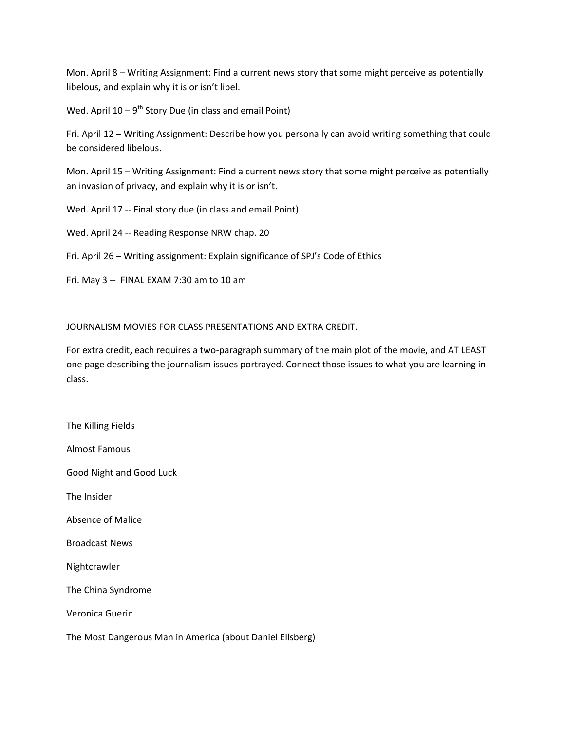Mon. April 8 – Writing Assignment: Find a current news story that some might perceive as potentially libelous, and explain why it is or isn't libel.

Wed. April 10 – 9th Story Due (in class and email Point)

Fri. April 12 – Writing Assignment: Describe how you personally can avoid writing something that could be considered libelous.

Mon. April 15 – Writing Assignment: Find a current news story that some might perceive as potentially an invasion of privacy, and explain why it is or isn't.

Wed. April 17 -- Final story due (in class and email Point)

Wed. April 24 -- Reading Response NRW chap. 20

Fri. April 26 – Writing assignment: Explain significance of SPJ's Code of Ethics

Fri. May 3 -- FINAL EXAM 7:30 am to 10 am

JOURNALISM MOVIES FOR CLASS PRESENTATIONS AND EXTRA CREDIT.

For extra credit, each requires a two-paragraph summary of the main plot of the movie, and AT LEAST one page describing the journalism issues portrayed. Connect those issues to what you are learning in class.

The Killing Fields

Almost Famous

Good Night and Good Luck

The Insider

Absence of Malice

Broadcast News

Nightcrawler

The China Syndrome

Veronica Guerin

The Most Dangerous Man in America (about Daniel Ellsberg)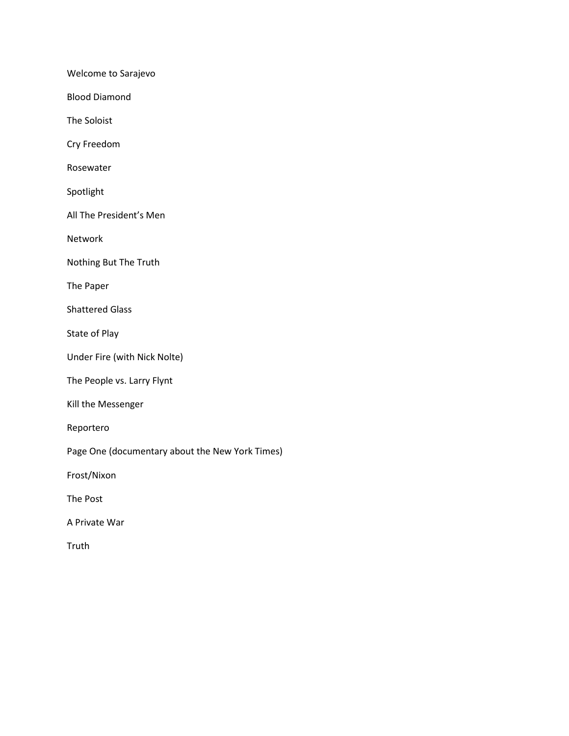Welcome to Sarajevo

Blood Diamond

The Soloist

Cry Freedom

Rosewater

Spotlight

All The President's Men

Network

Nothing But The Truth

The Paper

Shattered Glass

State of Play

Under Fire (with Nick Nolte)

The People vs. Larry Flynt

Kill the Messenger

Reportero

Page One (documentary about the New York Times)

Frost/Nixon

The Post

A Private War

Truth